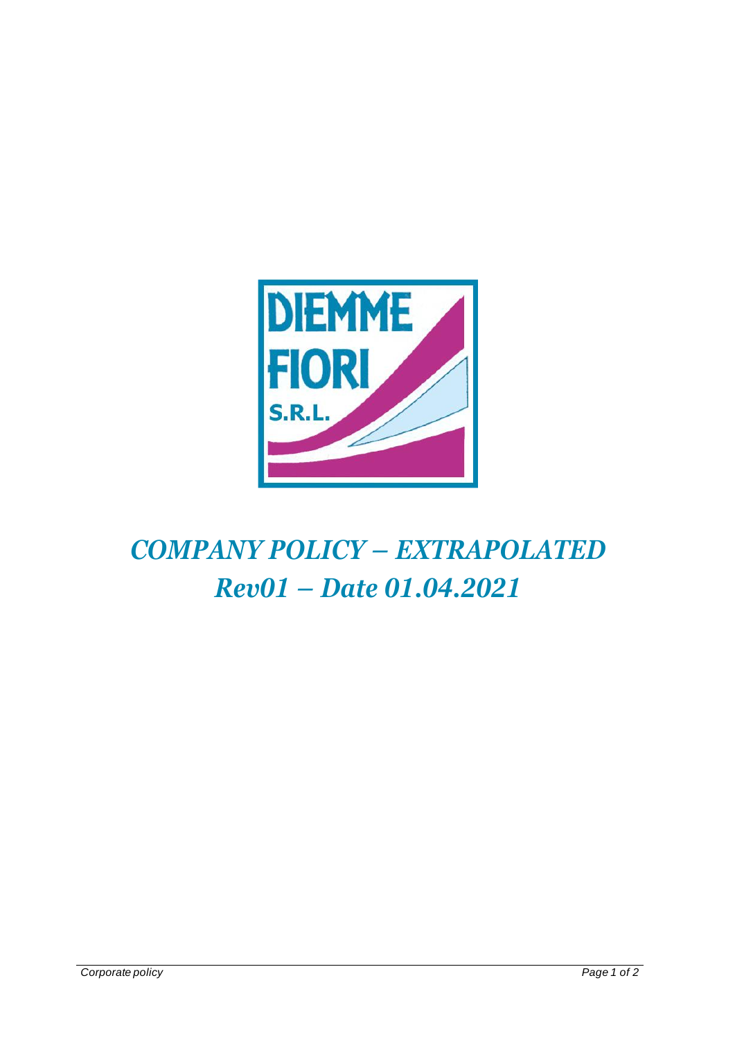# *COMPANY POLICY – EXTRAPOLATED*

## *Rev01 – Date 01.04.2021*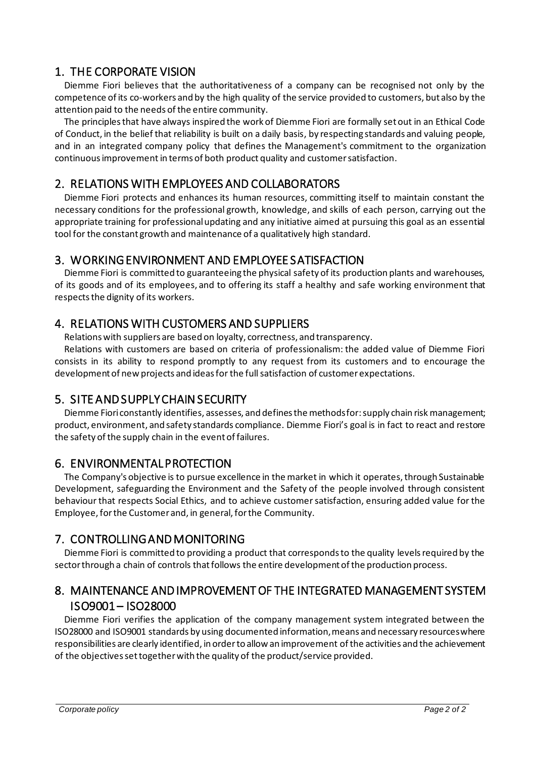## 1. THE CORPORATE VISION

Diemme Fiori believes that the authoritativeness of a company can be recognised not only by the competence of its co-workers and by the high quality of the service provided to customers, but also by the attention paid to the needs of the entire community.

The principles that have always inspired the work of Diemme Fiori are formally set out in an Ethical Code of Conduct, in the belief that reliability is built on a daily basis, by respecting standards and valuing people, and in an integrated company policy that defines the Management's commitment to the organization continuous improvement in terms of both product quality and customer satisfaction.

## 2. RELATIONS WITH EMPLOYEES AND COLLABORATORS

Diemme Fiori protects and enhances its human resources, committing itself to maintain constant the necessary conditions for the professional growth, knowledge, and skills of each person, carrying out the appropriate training for professional updating and any initiative aimed at pursuing this goal as an essential tool for the constant growth and maintenance of a qualitatively high standard.

## 3. WORKING ENVIRONMENT AND EMPLOYEE SATISFACTION

Diemme Fiori is committed to guaranteeing the physical safety of its production plants and warehouses, of its goods and of its employees, and to offering its staff a healthy and safe working environment that respects the dignity of its workers.

## 4. RELATIONS WITH CUSTOMERS AND SUPPLIERS

Relations with suppliers are based on loyalty, correctness, and transparency.

Relations with customers are based on criteria of professionalism: the added value of Diemme Fiori consists in its ability to respond promptly to any request from its customers and to encourage the development of new projects and ideas for the full satisfaction of customer expectations.

## 5. SITE AND SUPPLY CHAIN SECURITY

Diemme Fiori constantly identifies, assesses, and defines the methods for: supply chain risk management; product, environment, and safety standards compliance. Diemme Fiori's goal is in fact to react and restore the safety of the supply chain in the event of failures.

## 6. ENVIRONMENTAL PROTECTION

The Company's objective is to pursue excellence in the market in which it operates, through Sustainable Development, safeguarding the Environment and the Safety of the people involved through consistent behaviour that respects Social Ethics, and to achieve customer satisfaction, ensuring added value for the Employee, for the Customer and, in general, for the Community.

## 7. CONTROLLING AND MONITORING

Diemme Fiori is committed to providing a product that corresponds to the quality levels required by the sector through a chain of controls that follows the entire development of the production process.

## 8. MAINTENANCE AND IMPROVEMENT OF THE INTEGRATED MANAGEMENT SYSTEM ISO9001 – ISO28000

Diemme Fiori verifies the application of the company management system integrated between the ISO28000 and ISO9001 standards by using documented information, means and necessary resources where responsibilities are clearly identified, in order to allow an improvement of the activities and the achievement of the objectives set together with the quality of the product/service provided.